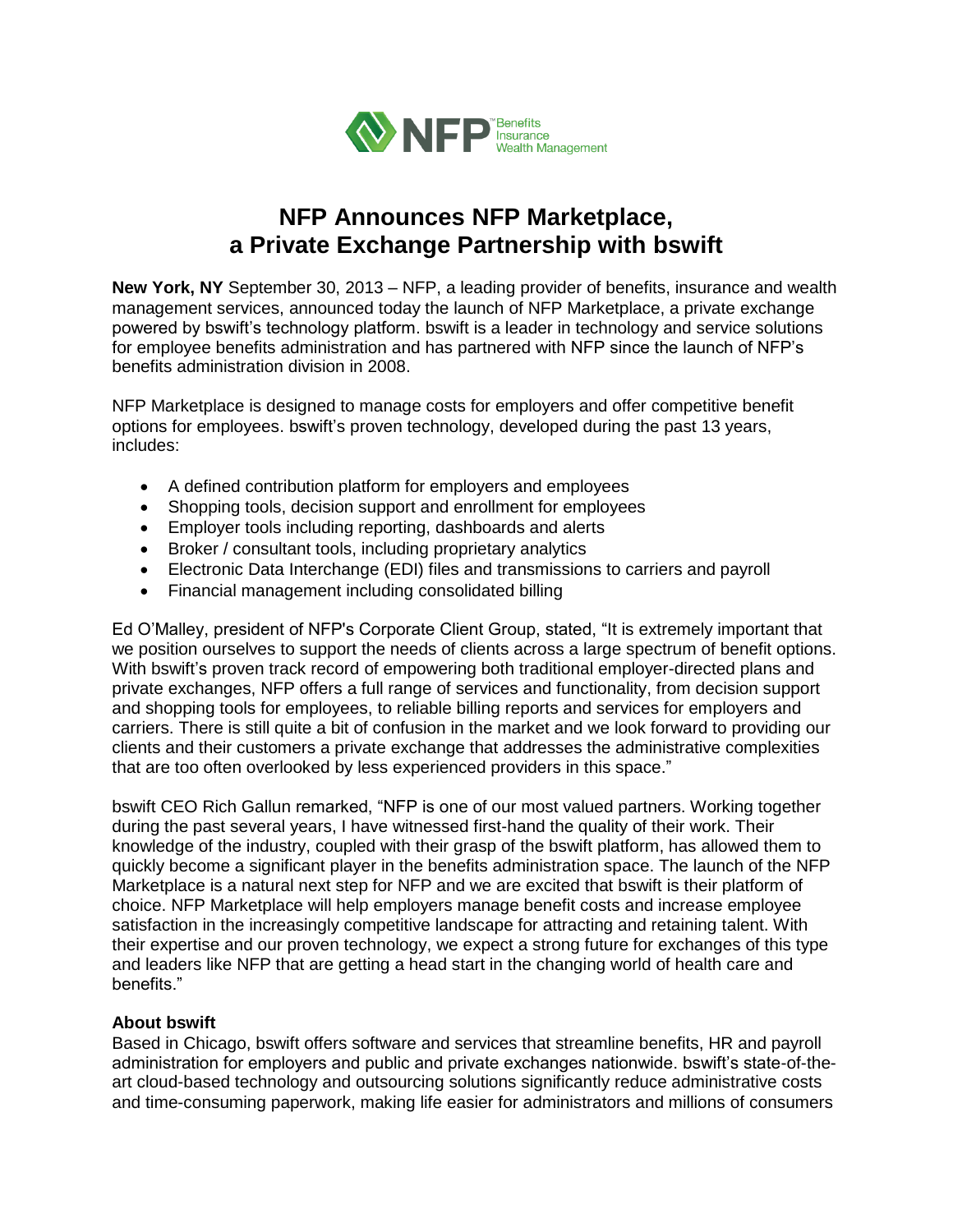# NFP Announces NFP Marketplace, a Private Exchange Partnership with bswift

**New York, NY** September 30, 2013 – NFP, a leading provider of benefits, insurance and wealth management services, announced today the launch of NFP Marketplace, a private exchange powered by bswift's technology platform. bswift is a leader in technology and service solutions for employee benefits administration and has partnered with NFP since the launch of NFP's benefits administration division in 2008.

NFP Marketplace is designed to manage costs for employers and offer competitive benefit options for employees. bswift's proven technology, developed during the past 13 years, includes:

- A defined contribution platform for employers and employees
- Shopping tools, decision support and enrollment for employees
- Employer tools including reporting, dashboards and alerts
- Broker / consultant tools, including proprietary analytics
- Electronic Data Interchange (EDI) files and transmissions to carriers and payroll
- Financial management including consolidated billing

Ed O'Malley, president of NFP's Corporate Client Group, stated, "It is extremely important that we position ourselves to support the needs of clients across a large spectrum of benefit options. With bswift's proven track record of empowering both traditional employer-directed plans and private exchanges, NFP offers a full range of services and functionality, from decision support and shopping tools for employees, to reliable billing reports and services for employers and carriers. There is still quite a bit of confusion in the market and we look forward to providing our clients and their customers a private exchange that addresses the administrative complexities that are too often overlooked by less experienced providers in this space."

bswift CEO Rich Gallun remarked, "NFP is one of our most valued partners. Working together during the past several years, I have witnessed first-hand the quality of their work. Their knowledge of the industry, coupled with their grasp of the bswift platform, has allowed them to quickly become a significant player in the benefits administration space. The launch of the NFP Marketplace is a natural next step for NFP and we are excited that bswift is their platform of choice. NFP Marketplace will help employers manage benefit costs and increase employee satisfaction in the increasingly competitive landscape for attracting and retaining talent. With their expertise and our proven technology, we expect a strong future for exchanges of this type and leaders like NFP that are getting a head start in the changing world of health care and benefits."

**About bswift**

Based in Chicago, bswift offers software and services that streamline benefits, HR and payroll administration for employers and public and private exchanges nationwide. bswift's state-of-the-art cloud-based technology and outsourcing solutions significantly reduce administrative costs and time-consuming paperwork, making life easier for administrators and millions of consumers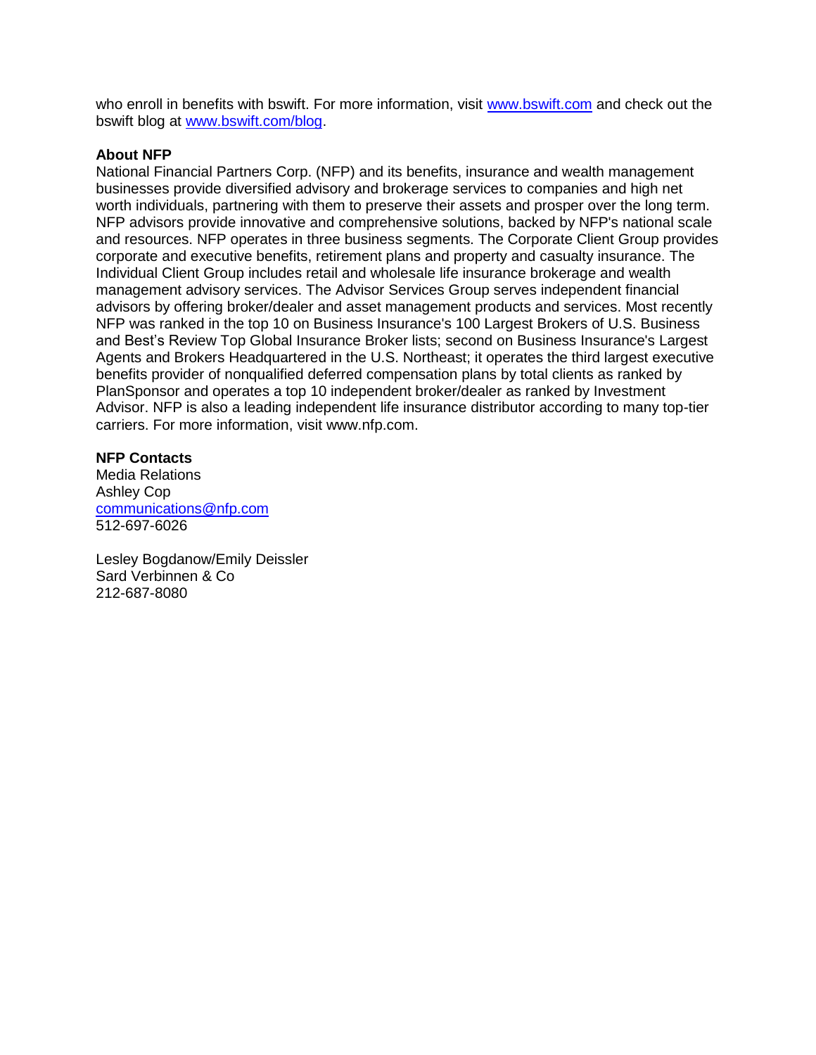who enroll in benefits with bswift. For more information, visit www.bswift.com and check out the bswift blog at www.bswift.com/blog.

**About NFP**

National Financial Partners Corp. (NFP) and its benefits, insurance and wealth management businesses provide diversified advisory and brokerage services to companies and high net worth individuals, partnering with them to preserve their assets and prosper over the long term. NFP advisors provide innovative and comprehensive solutions, backed by NFP's national scale and resources. NFP operates in three business segments. The Corporate Client Group provides corporate and executive benefits, retirement plans and property and casualty insurance. The Individual Client Group includes retail and wholesale life insurance brokerage and wealth management advisory services. The Advisor Services Group serves independent financial advisors by offering broker/dealer and asset management products and services. Most recently NFP was ranked in the top 10 on Business Insurance's 100 Largest Brokers of U.S. Business and Best's Review Top Global Insurance Broker lists; second on Business Insurance's Largest Agents and Brokers Headquartered in the U.S. Northeast; it operates the third largest executive benefits provider of nonqualified deferred compensation plans by total clients as ranked by PlanSponsor and operates a top 10 independent broker/dealer as ranked by Investment Advisor. NFP is also a leading independent life insurance distributor according to many top-tier carriers. For more information, visit www.nfp.com.

**NFP Contacts**

Media Relations
Ashley Cop
communications@nfp.com
512-697-6026

Lesley Bogdanow/Emily Deissler
Sard Verbinnen & Co
212-687-8080